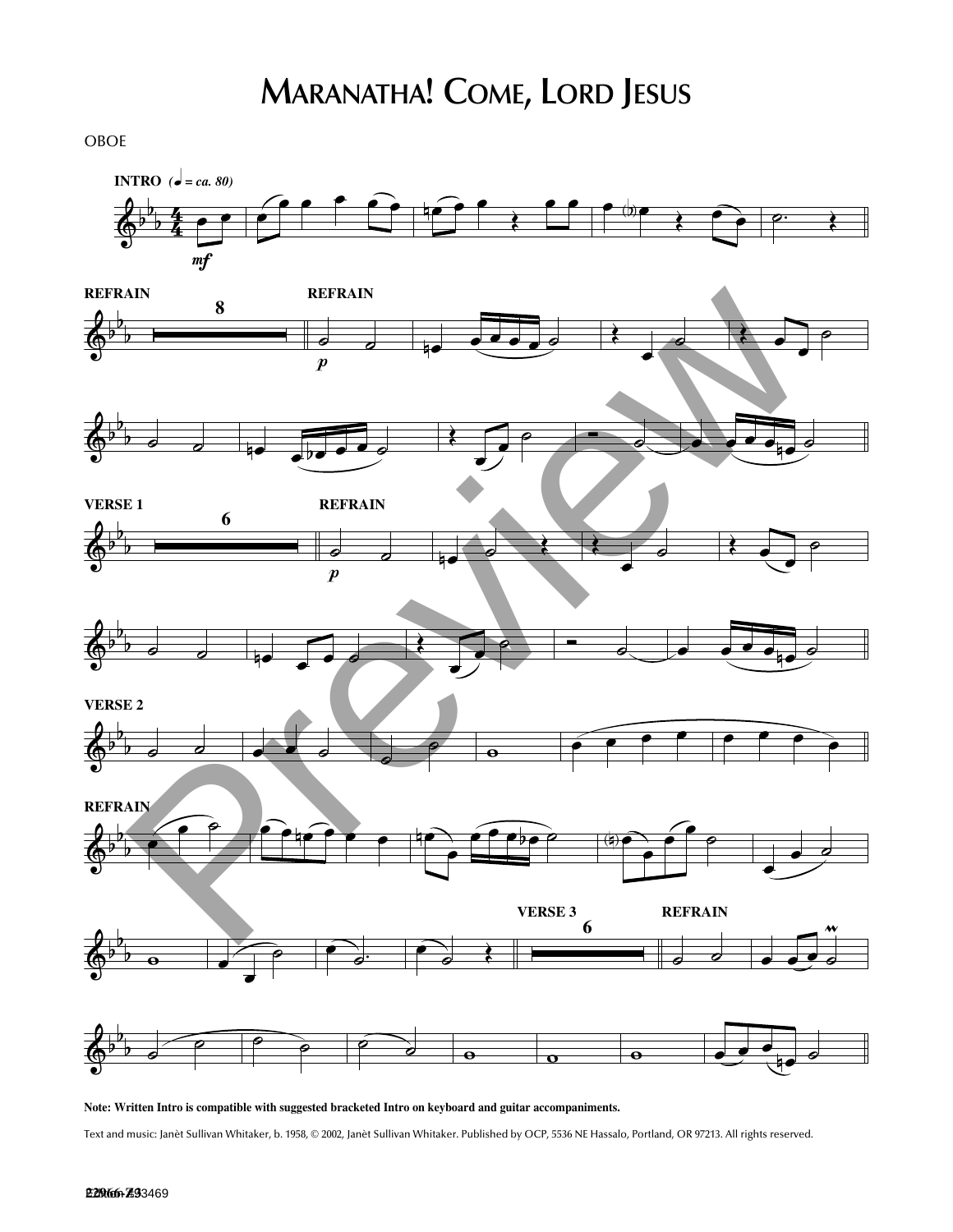# Maranatha! Come, Lord Jesus

OBOE

**Note: Written Intro is compatible with suggested bracketed Intro on keyboard and guitar accompaniments.**

Text and music: Janèt Sullivan Whitaker, b. 1958, © 2002, Janèt Sullivan Whitaker. Published by OCP, 5536 NE Hassalo, Portland, OR 97213. All rights reserved.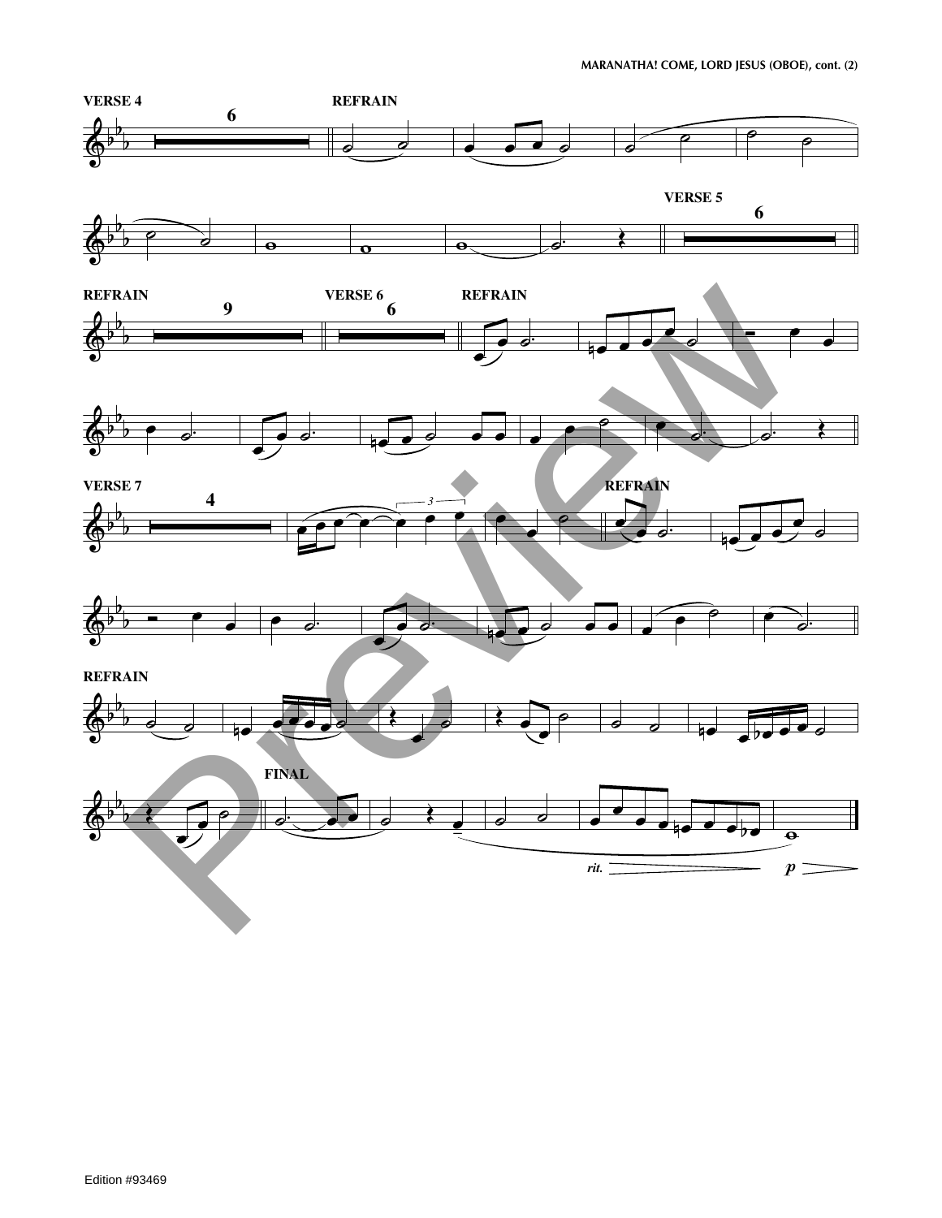VERSE 4

6

REFRAIN

VERSE 5

6

REFRAIN

9

VERSE 6

6

REFRAIN

VERSE 7

4

3

REFRAIN

REFRAIN

FINAL

*rit.*

*p*

Edition #93469